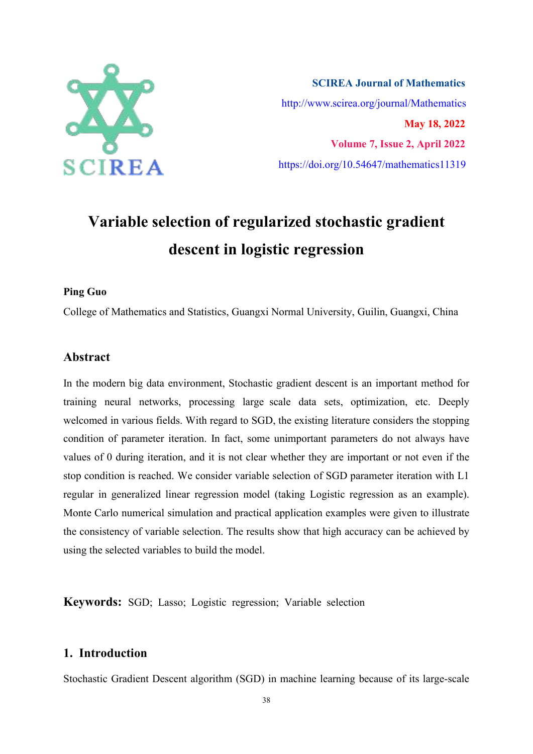SCIREA Journal of Mathematics

http://www.scirea.org/journal/Mathematics

May 18, 2022

Volume 7, Issue 2, April 2022

https://doi.org/10.54647/mathematics11319

# Variable selection of regularized stochastic gradient descent in logistic regression

**Ping Guo**

College of Mathematics and Statistics, Guangxi Normal University, Guilin, Guangxi, China

## Abstract

In the modern big data environment, Stochastic gradient descent is an important method for training neural networks, processing large scale data sets, optimization, etc. Deeply welcomed in various fields. With regard to SGD, the existing literature considers the stopping condition of parameter iteration. In fact, some unimportant parameters do not always have values of 0 during iteration, and it is not clear whether they are important or not even if the stop condition is reached. We consider variable selection of SGD parameter iteration with L1 regular in generalized linear regression model (taking Logistic regression as an example). Monte Carlo numerical simulation and practical application examples were given to illustrate the consistency of variable selection. The results show that high accuracy can be achieved by using the selected variables to build the model.

**Keywords:** SGD; Lasso; Logistic regression; Variable selection

## 1. Introduction

Stochastic Gradient Descent algorithm (SGD) in machine learning because of its large-scale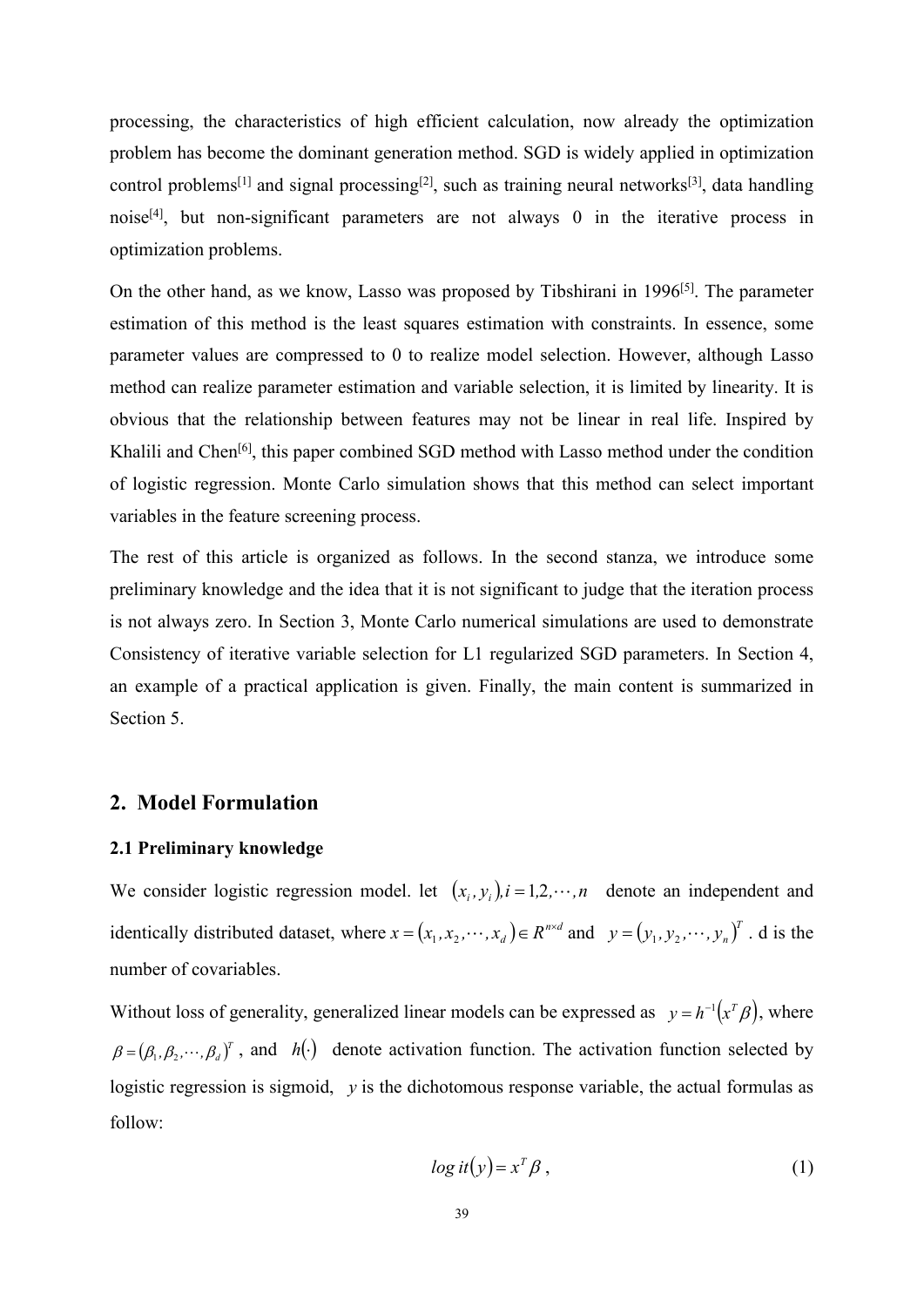processing, the characteristics of high efficient calculation, now already the optimization problem has become the dominant generation method. SGD is widely applied in optimization control problems[1] and signal processing[2], such as training neural networks[3], data handling noise[4], but non-significant parameters are not always 0 in the iterative process in optimization problems.

On the other hand, as we know, Lasso was proposed by Tibshirani in 1996[5]. The parameter estimation of this method is the least squares estimation with constraints. In essence, some parameter values are compressed to 0 to realize model selection. However, although Lasso method can realize parameter estimation and variable selection, it is limited by linearity. It is obvious that the relationship between features may not be linear in real life. Inspired by Khalili and Chen[6], this paper combined SGD method with Lasso method under the condition of logistic regression. Monte Carlo simulation shows that this method can select important variables in the feature screening process.

The rest of this article is organized as follows. In the second stanza, we introduce some preliminary knowledge and the idea that it is not significant to judge that the iteration process is not always zero. In Section 3, Monte Carlo numerical simulations are used to demonstrate Consistency of iterative variable selection for L1 regularized SGD parameters. In Section 4, an example of a practical application is given. Finally, the main content is summarized in Section 5.

## 2. Model Formulation

### 2.1 Preliminary knowledge

We consider logistic regression model. let $(x_i, y_i), i = 1,2,\cdots,n$ denote an independent and identically distributed dataset, where $x = (x_1, x_2, \cdots, x_d) \in R^{n \times d}$ and $y = (y_1, y_2, \cdots, y_n)^T$ . d is the number of covariables.

Without loss of generality, generalized linear models can be expressed as $y = h^{-1}(x^T \beta)$, where $\beta = (\beta_1, \beta_2, \cdots, \beta_d)^T$ , and $h(\cdot)$ denote activation function. The activation function selected by logistic regression is sigmoid, $y$ is the dichotomous response variable, the actual formulas as follow:

$$logit(y) = x^T \beta , \tag{1}$$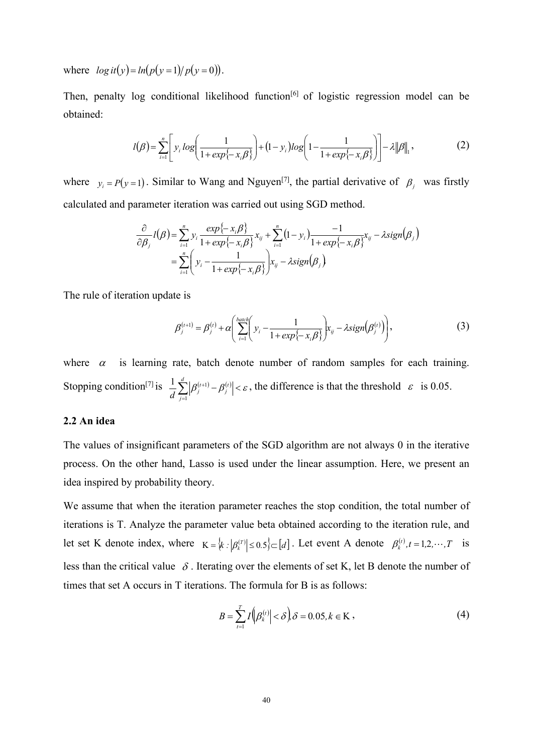where $log\,it(y) = ln(p(y=1)/p(y=0))$.

Then, penalty log conditional likelihood function[6] of logistic regression model can be obtained:

$$l(\beta) = \sum_{i=1}^{n}\left[y_i\, log\left(\frac{1}{1+exp\{-x_i\beta\}}\right) + (1-y_i)log\left(1-\frac{1}{1+exp\{-x_i\beta\}}\right)\right] - \lambda\|\beta\|_1, \tag{2}$$

where $y_i = P(y=1)$. Similar to Wang and Nguyen[7], the partial derivative of $\beta_j$ was firstly calculated and parameter iteration was carried out using SGD method.

$$\begin{aligned}\frac{\partial}{\partial\beta_j}l(\beta) &= \sum_{i=1}^{n} y_i \frac{exp\{-x_i\beta\}}{1+exp\{-x_i\beta\}}x_{ij} + \sum_{i=1}^{n}(1-y_i)\frac{-1}{1+exp\{-x_i\beta\}}x_{ij} - \lambda sign(\beta_j) \\ &= \sum_{i=1}^{n}\left(y_i - \frac{1}{1+exp\{-x_i\beta\}}\right)x_{ij} - \lambda sign(\beta_j)\end{aligned}$$

The rule of iteration update is

$$\beta_j^{(t+1)} = \beta_j^{(t)} + \alpha\left(\sum_{i=1}^{batch}\left(y_i - \frac{1}{1+exp\{-x_i\beta\}}\right)x_{ij} - \lambda sign\left(\beta_j^{(t)}\right)\right), \tag{3}$$

where $\alpha$ is learning rate, batch denote number of random samples for each training. Stopping condition[7] is $\frac{1}{d}\sum_{j=1}^{d}\left|\beta_j^{(t+1)} - \beta_j^{(t)}\right| < \varepsilon$, the difference is that the threshold $\varepsilon$ is 0.05.

### 2.2 An idea

The values of insignificant parameters of the SGD algorithm are not always 0 in the iterative process. On the other hand, Lasso is used under the linear assumption. Here, we present an idea inspired by probability theory.

We assume that when the iteration parameter reaches the stop condition, the total number of iterations is T. Analyze the parameter value beta obtained according to the iteration rule, and let set K denote index, where $\mathrm{K} = \left\{k : \left|\beta_k^{(T)}\right| \le 0.5\right\} \subset [d]$. Let event A denote $\beta_k^{(t)}, t = 1,2,\cdots,T$ is less than the critical value $\delta$. Iterating over the elements of set K, let B denote the number of times that set A occurs in T iterations. The formula for B is as follows:

$$B = \sum_{t=1}^{T} I\left(\left|\beta_k^{(t)}\right| < \delta\right), \delta = 0.05, k \in \mathrm{K}, \tag{4}$$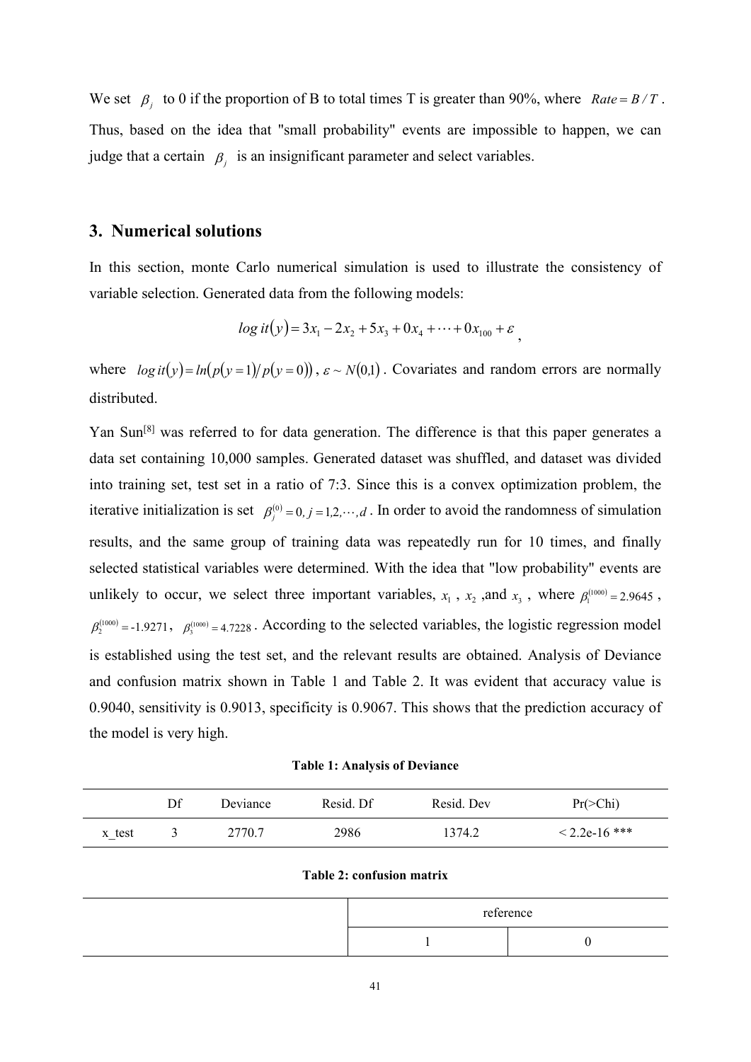We set $\beta_j$ to 0 if the proportion of B to total times T is greater than 90%, where $Rate = B/T$. Thus, based on the idea that "small probability" events are impossible to happen, we can judge that a certain $\beta_j$ is an insignificant parameter and select variables.

## 3. Numerical solutions

In this section, monte Carlo numerical simulation is used to illustrate the consistency of variable selection. Generated data from the following models:

$$log\,it(y) = 3x_1 - 2x_2 + 5x_3 + 0x_4 + \cdots + 0x_{100} + \varepsilon\ ,$$

where $log\,it(y) = ln(p(y=1)/p(y=0))$, $\varepsilon \sim N(0,1)$. Covariates and random errors are normally distributed.

Yan Sun[8] was referred to for data generation. The difference is that this paper generates a data set containing 10,000 samples. Generated dataset was shuffled, and dataset was divided into training set, test set in a ratio of 7:3. Since this is a convex optimization problem, the iterative initialization is set $\beta_j^{(0)} = 0,\ j = 1,2,\cdots,d$. In order to avoid the randomness of simulation results, and the same group of training data was repeatedly run for 10 times, and finally selected statistical variables were determined. With the idea that "low probability" events are unlikely to occur, we select three important variables, $x_1$, $x_2$ ,and $x_3$, where $\beta_1^{(1000)} = 2.9645$, $\beta_2^{(1000)} = \text{-}1.9271$, $\beta_3^{(1000)} = 4.7228$. According to the selected variables, the logistic regression model is established using the test set, and the relevant results are obtained. Analysis of Deviance and confusion matrix shown in Table 1 and Table 2. It was evident that accuracy value is 0.9040, sensitivity is 0.9013, specificity is 0.9067. This shows that the prediction accuracy of the model is very high.

**Table 1: Analysis of Deviance**

| | Df | Deviance | Resid. Df | Resid. Dev | Pr(>Chi) |
|---|---|---|---|---|---|
| x_test | 3 | 2770.7 | 2986 | 1374.2 | < 2.2e-16 *** |

**Table 2: confusion matrix**

| | reference | |
|---|---|---|
| | 1 | 0 |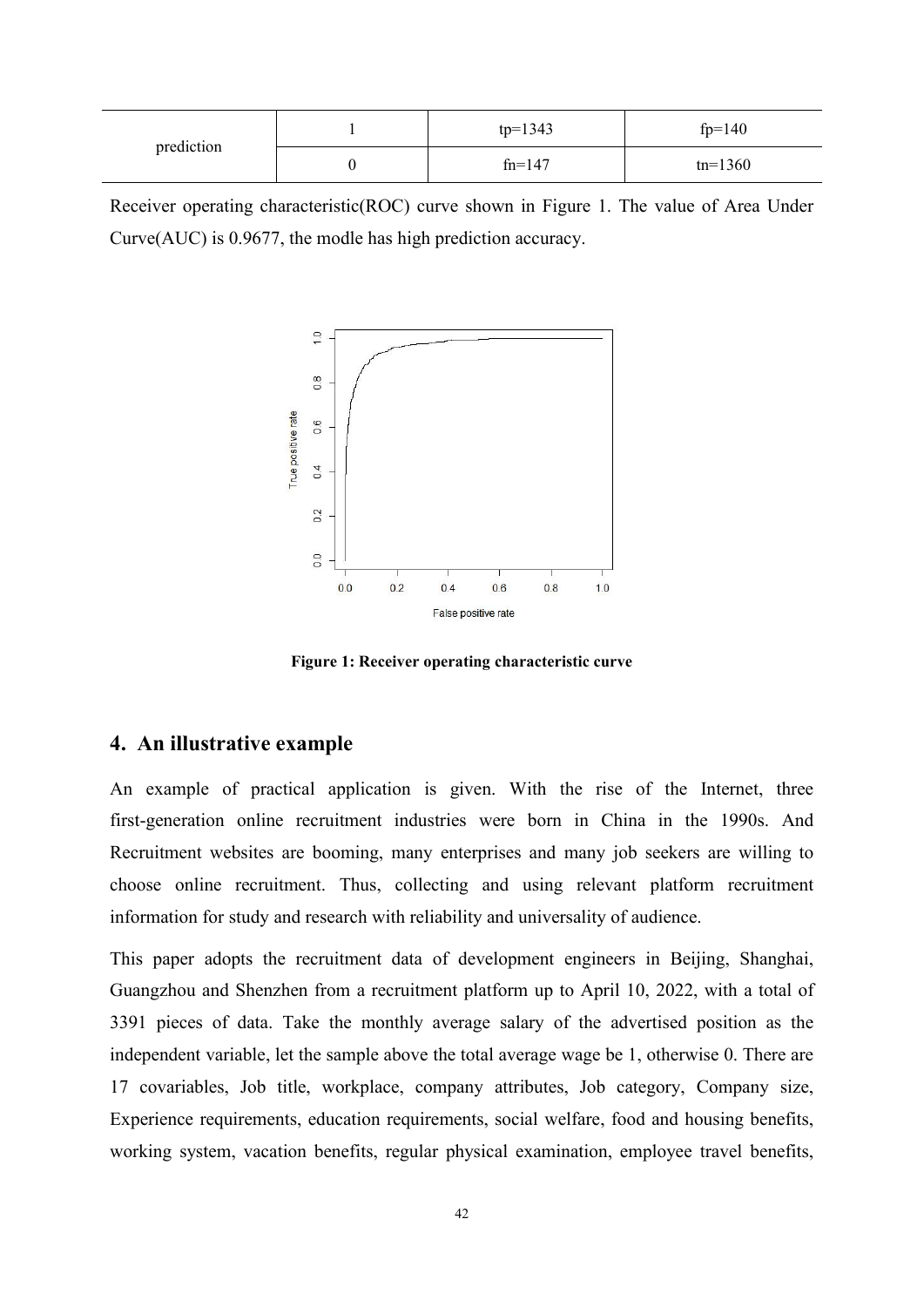| prediction | 1 | tp=1343 | fp=140 |
|---|---|---|---|
| | 0 | fn=147 | tn=1360 |

Receiver operating characteristic(ROC) curve shown in Figure 1. The value of Area Under Curve(AUC) is 0.9677, the modle has high prediction accuracy.

**Figure 1: Receiver operating characteristic curve**

## 4. An illustrative example

An example of practical application is given. With the rise of the Internet, three first-generation online recruitment industries were born in China in the 1990s. And Recruitment websites are booming, many enterprises and many job seekers are willing to choose online recruitment. Thus, collecting and using relevant platform recruitment information for study and research with reliability and universality of audience.

This paper adopts the recruitment data of development engineers in Beijing, Shanghai, Guangzhou and Shenzhen from a recruitment platform up to April 10, 2022, with a total of 3391 pieces of data. Take the monthly average salary of the advertised position as the independent variable, let the sample above the total average wage be 1, otherwise 0. There are 17 covariables, Job title, workplace, company attributes, Job category, Company size, Experience requirements, education requirements, social welfare, food and housing benefits, working system, vacation benefits, regular physical examination, employee travel benefits,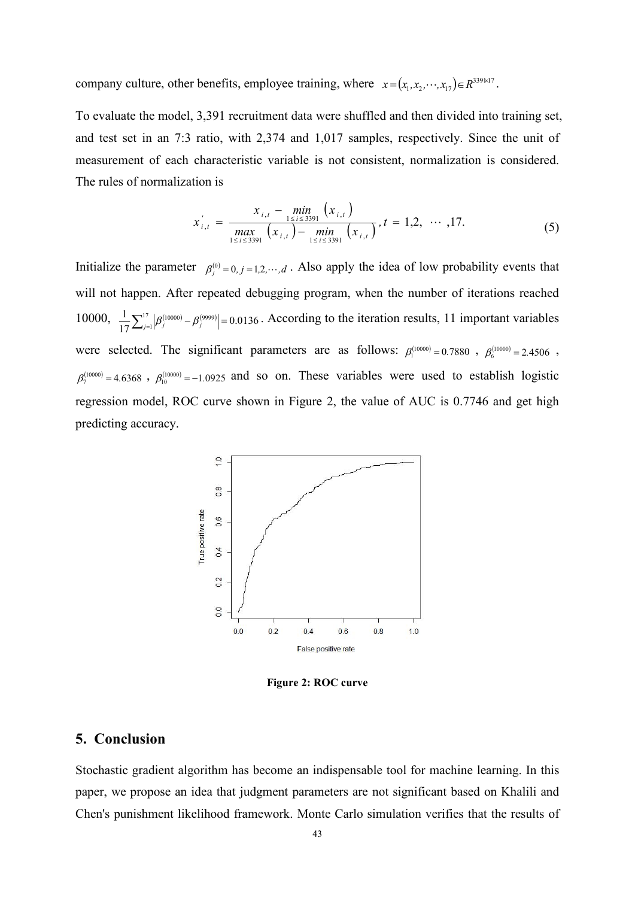company culture, other benefits, employee training, where $x = (x_1, x_2, \cdots, x_{17}) \in R^{3391 \times 17}$.

To evaluate the model, 3,391 recruitment data were shuffled and then divided into training set, and test set in an 7:3 ratio, with 2,374 and 1,017 samples, respectively. Since the unit of measurement of each characteristic variable is not consistent, normalization is considered. The rules of normalization is

$$x'_{i,t} = \frac{x_{i,t} - \min_{1 \le i \le 3391} (x_{i,t})}{\max_{1 \le i \le 3391} (x_{i,t}) - \min_{1 \le i \le 3391} (x_{i,t})}, \; t = 1,2, \; \cdots \; ,17. \tag{5}$$

Initialize the parameter $\beta_j^{(0)} = 0, j = 1,2,\cdots,d$. Also apply the idea of low probability events that will not happen. After repeated debugging program, when the number of iterations reached 10000, $\frac{1}{17}\sum_{j=1}^{17} \left| \beta_j^{(10000)} - \beta_j^{(9999)} \right| = 0.0136$. According to the iteration results, 11 important variables were selected. The significant parameters are as follows: $\beta_1^{(10000)} = 0.7880$, $\beta_6^{(10000)} = 2.4506$, $\beta_7^{(10000)} = 4.6368$, $\beta_{10}^{(10000)} = -1.0925$ and so on. These variables were used to establish logistic regression model, ROC curve shown in Figure 2, the value of AUC is 0.7746 and get high predicting accuracy.

**Figure 2: ROC curve**

## 5. Conclusion

Stochastic gradient algorithm has become an indispensable tool for machine learning. In this paper, we propose an idea that judgment parameters are not significant based on Khalili and Chen's punishment likelihood framework. Monte Carlo simulation verifies that the results of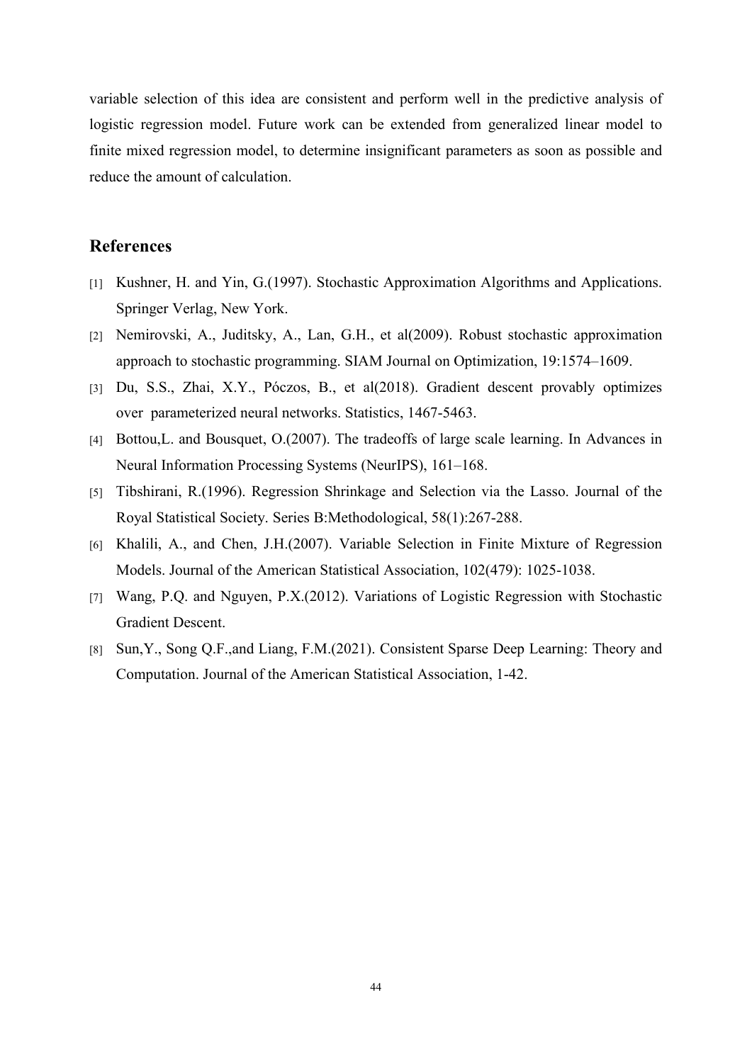variable selection of this idea are consistent and perform well in the predictive analysis of logistic regression model. Future work can be extended from generalized linear model to finite mixed regression model, to determine insignificant parameters as soon as possible and reduce the amount of calculation.

## References

[1] Kushner, H. and Yin, G.(1997). Stochastic Approximation Algorithms and Applications. Springer Verlag, New York.

[2] Nemirovski, A., Juditsky, A., Lan, G.H., et al(2009). Robust stochastic approximation approach to stochastic programming. SIAM Journal on Optimization, 19:1574–1609.

[3] Du, S.S., Zhai, X.Y., Póczos, B., et al(2018). Gradient descent provably optimizes over parameterized neural networks. Statistics, 1467-5463.

[4] Bottou,L. and Bousquet, O.(2007). The tradeoffs of large scale learning. In Advances in Neural Information Processing Systems (NeurIPS), 161–168.

[5] Tibshirani, R.(1996). Regression Shrinkage and Selection via the Lasso. Journal of the Royal Statistical Society. Series B:Methodological, 58(1):267-288.

[6] Khalili, A., and Chen, J.H.(2007). Variable Selection in Finite Mixture of Regression Models. Journal of the American Statistical Association, 102(479): 1025-1038.

[7] Wang, P.Q. and Nguyen, P.X.(2012). Variations of Logistic Regression with Stochastic Gradient Descent.

[8] Sun,Y., Song Q.F.,and Liang, F.M.(2021). Consistent Sparse Deep Learning: Theory and Computation. Journal of the American Statistical Association, 1-42.